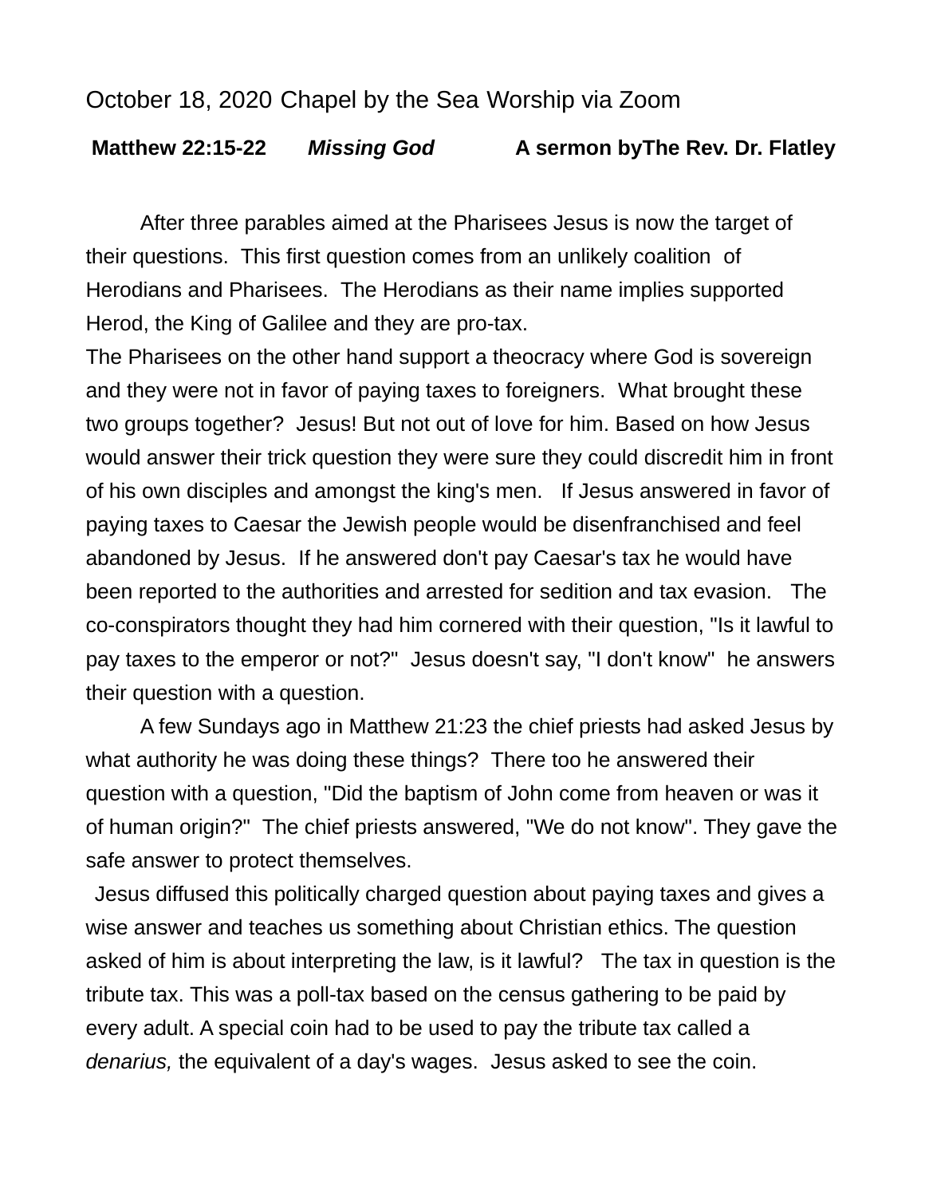October 18, 2020 Chapel by the Sea Worship via Zoom

**Matthew 22:15-22** ***Missing God*** **A sermon byThe Rev. Dr. Flatley**

After three parables aimed at the Pharisees Jesus is now the target of their questions. This first question comes from an unlikely coalition of Herodians and Pharisees. The Herodians as their name implies supported Herod, the King of Galilee and they are pro-tax.
The Pharisees on the other hand support a theocracy where God is sovereign and they were not in favor of paying taxes to foreigners. What brought these two groups together? Jesus! But not out of love for him. Based on how Jesus would answer their trick question they were sure they could discredit him in front of his own disciples and amongst the king's men. If Jesus answered in favor of paying taxes to Caesar the Jewish people would be disenfranchised and feel abandoned by Jesus. If he answered don't pay Caesar's tax he would have been reported to the authorities and arrested for sedition and tax evasion. The co-conspirators thought they had him cornered with their question, "Is it lawful to pay taxes to the emperor or not?" Jesus doesn't say, "I don't know" he answers their question with a question.

A few Sundays ago in Matthew 21:23 the chief priests had asked Jesus by what authority he was doing these things? There too he answered their question with a question, "Did the baptism of John come from heaven or was it of human origin?" The chief priests answered, "We do not know". They gave the safe answer to protect themselves.

Jesus diffused this politically charged question about paying taxes and gives a wise answer and teaches us something about Christian ethics. The question asked of him is about interpreting the law, is it lawful? The tax in question is the tribute tax. This was a poll-tax based on the census gathering to be paid by every adult. A special coin had to be used to pay the tribute tax called a *denarius,* the equivalent of a day's wages. Jesus asked to see the coin.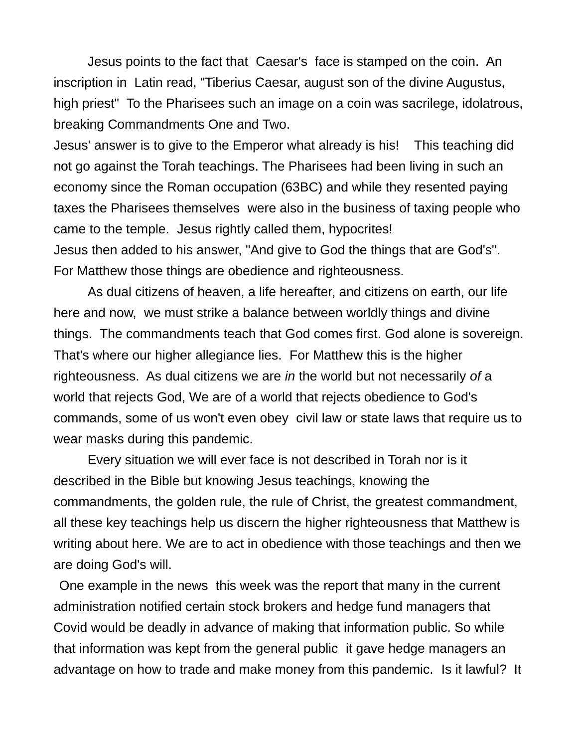Jesus points to the fact that Caesar's face is stamped on the coin. An inscription in Latin read, "Tiberius Caesar, august son of the divine Augustus, high priest" To the Pharisees such an image on a coin was sacrilege, idolatrous, breaking Commandments One and Two.

Jesus' answer is to give to the Emperor what already is his! This teaching did not go against the Torah teachings. The Pharisees had been living in such an economy since the Roman occupation (63BC) and while they resented paying taxes the Pharisees themselves were also in the business of taxing people who came to the temple. Jesus rightly called them, hypocrites!

Jesus then added to his answer, "And give to God the things that are God's". For Matthew those things are obedience and righteousness.

As dual citizens of heaven, a life hereafter, and citizens on earth, our life here and now, we must strike a balance between worldly things and divine things. The commandments teach that God comes first. God alone is sovereign. That's where our higher allegiance lies. For Matthew this is the higher righteousness. As dual citizens we are *in* the world but not necessarily *of* a world that rejects God, We are of a world that rejects obedience to God's commands, some of us won't even obey civil law or state laws that require us to wear masks during this pandemic.

Every situation we will ever face is not described in Torah nor is it described in the Bible but knowing Jesus teachings, knowing the commandments, the golden rule, the rule of Christ, the greatest commandment, all these key teachings help us discern the higher righteousness that Matthew is writing about here. We are to act in obedience with those teachings and then we are doing God's will.

One example in the news this week was the report that many in the current administration notified certain stock brokers and hedge fund managers that Covid would be deadly in advance of making that information public. So while that information was kept from the general public it gave hedge managers an advantage on how to trade and make money from this pandemic. Is it lawful? It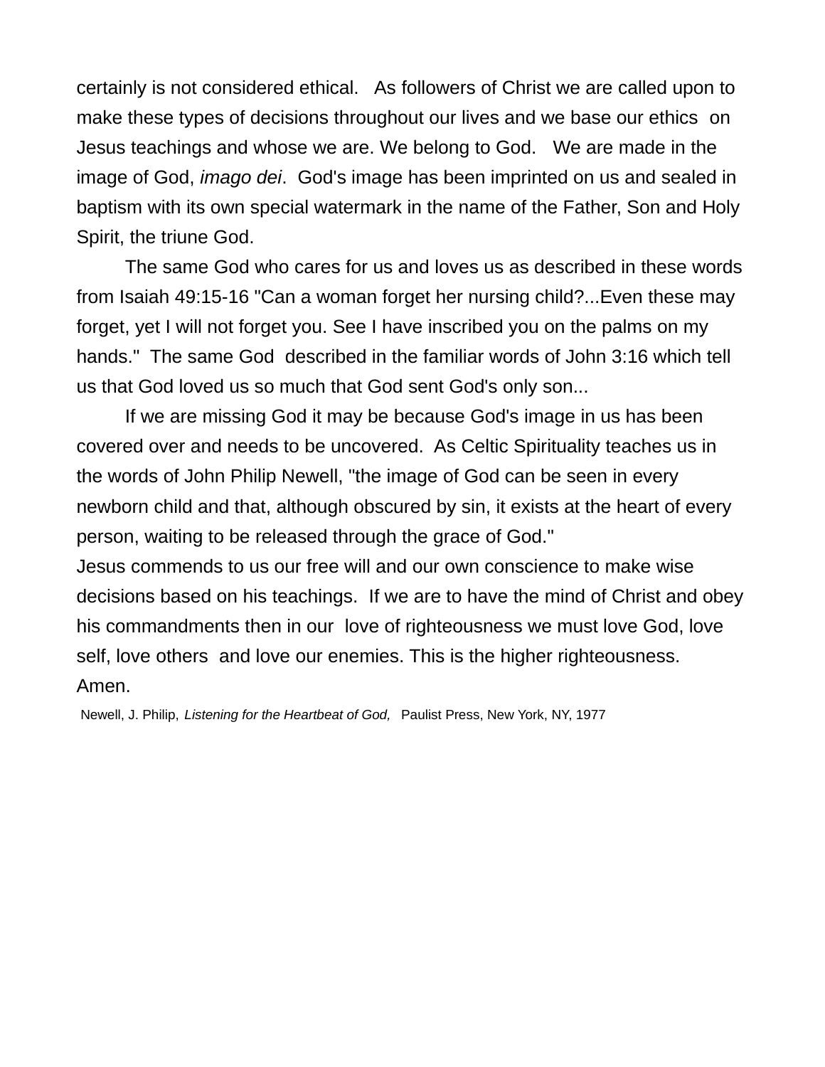certainly is not considered ethical. As followers of Christ we are called upon to make these types of decisions throughout our lives and we base our ethics on Jesus teachings and whose we are. We belong to God. We are made in the image of God, *imago dei*. God's image has been imprinted on us and sealed in baptism with its own special watermark in the name of the Father, Son and Holy Spirit, the triune God.

The same God who cares for us and loves us as described in these words from Isaiah 49:15-16 "Can a woman forget her nursing child?...Even these may forget, yet I will not forget you. See I have inscribed you on the palms on my hands." The same God described in the familiar words of John 3:16 which tell us that God loved us so much that God sent God's only son...

If we are missing God it may be because God's image in us has been covered over and needs to be uncovered. As Celtic Spirituality teaches us in the words of John Philip Newell, "the image of God can be seen in every newborn child and that, although obscured by sin, it exists at the heart of every person, waiting to be released through the grace of God."

Jesus commends to us our free will and our own conscience to make wise decisions based on his teachings. If we are to have the mind of Christ and obey his commandments then in our love of righteousness we must love God, love self, love others and love our enemies. This is the higher righteousness.

Amen.

Newell, J. Philip, *Listening for the Heartbeat of God,* Paulist Press, New York, NY, 1977